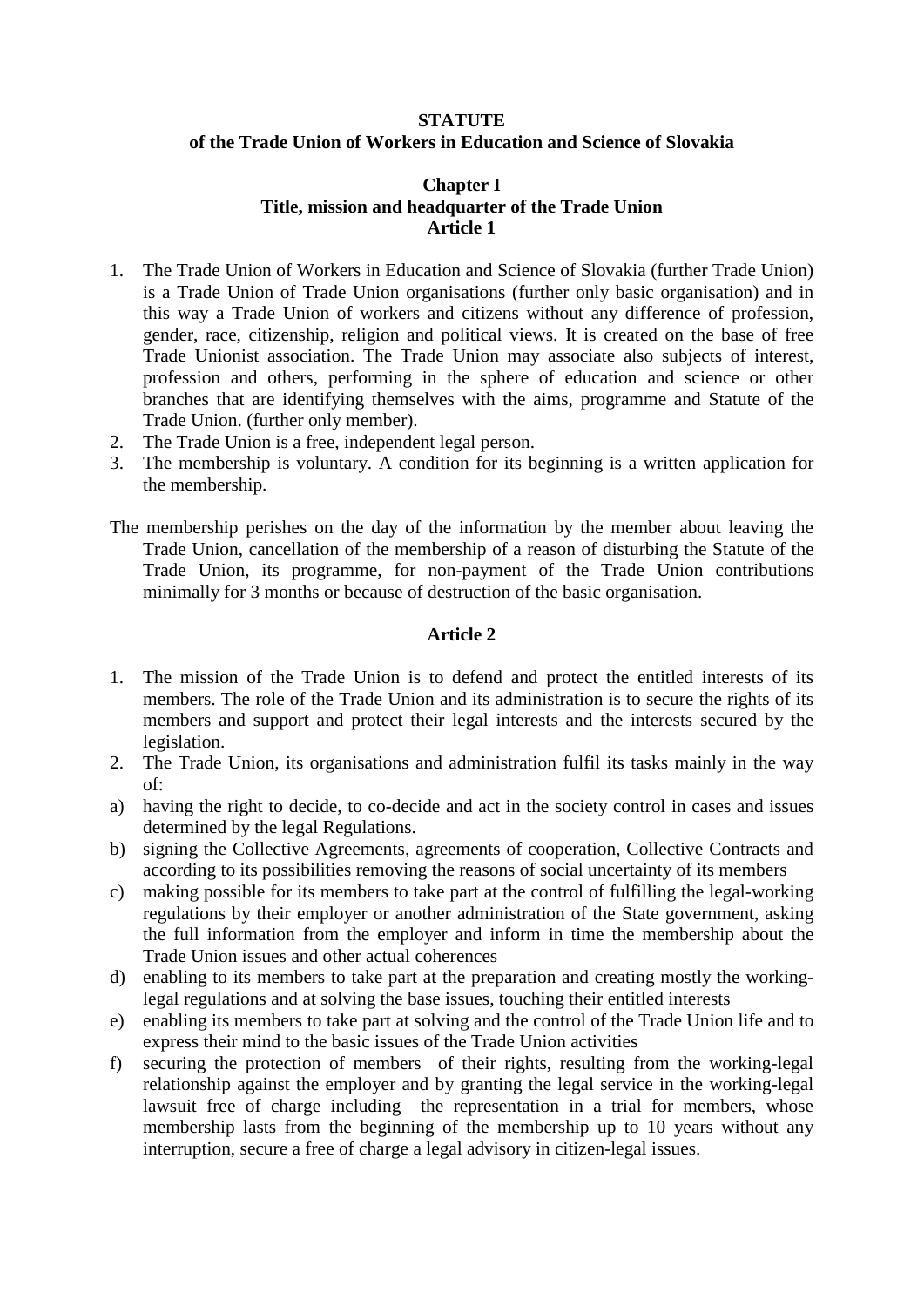# STATUTE
## of the Trade Union of Workers in Education and Science of Slovakia

### Chapter I
### Title, mission and headquarter of the Trade Union
### Article 1

1. The Trade Union of Workers in Education and Science of Slovakia (further Trade Union) is a Trade Union of Trade Union organisations (further only basic organisation) and in this way a Trade Union of workers and citizens without any difference of profession, gender, race, citizenship, religion and political views. It is created on the base of free Trade Unionist association. The Trade Union may associate also subjects of interest, profession and others, performing in the sphere of education and science or other branches that are identifying themselves with the aims, programme and Statute of the Trade Union. (further only member).
2. The Trade Union is a free, independent legal person.
3. The membership is voluntary. A condition for its beginning is a written application for the membership.

The membership perishes on the day of the information by the member about leaving the Trade Union, cancellation of the membership of a reason of disturbing the Statute of the Trade Union, its programme, for non-payment of the Trade Union contributions minimally for 3 months or because of destruction of the basic organisation.

### Article 2

1. The mission of the Trade Union is to defend and protect the entitled interests of its members. The role of the Trade Union and its administration is to secure the rights of its members and support and protect their legal interests and the interests secured by the legislation.
2. The Trade Union, its organisations and administration fulfil its tasks mainly in the way of:

a) having the right to decide, to co-decide and act in the society control in cases and issues determined by the legal Regulations.
b) signing the Collective Agreements, agreements of cooperation, Collective Contracts and according to its possibilities removing the reasons of social uncertainty of its members
c) making possible for its members to take part at the control of fulfilling the legal-working regulations by their employer or another administration of the State government, asking the full information from the employer and inform in time the membership about the Trade Union issues and other actual coherences
d) enabling to its members to take part at the preparation and creating mostly the working-legal regulations and at solving the base issues, touching their entitled interests
e) enabling its members to take part at solving and the control of the Trade Union life and to express their mind to the basic issues of the Trade Union activities
f) securing the protection of members of their rights, resulting from the working-legal relationship against the employer and by granting the legal service in the working-legal lawsuit free of charge including the representation in a trial for members, whose membership lasts from the beginning of the membership up to 10 years without any interruption, secure a free of charge a legal advisory in citizen-legal issues.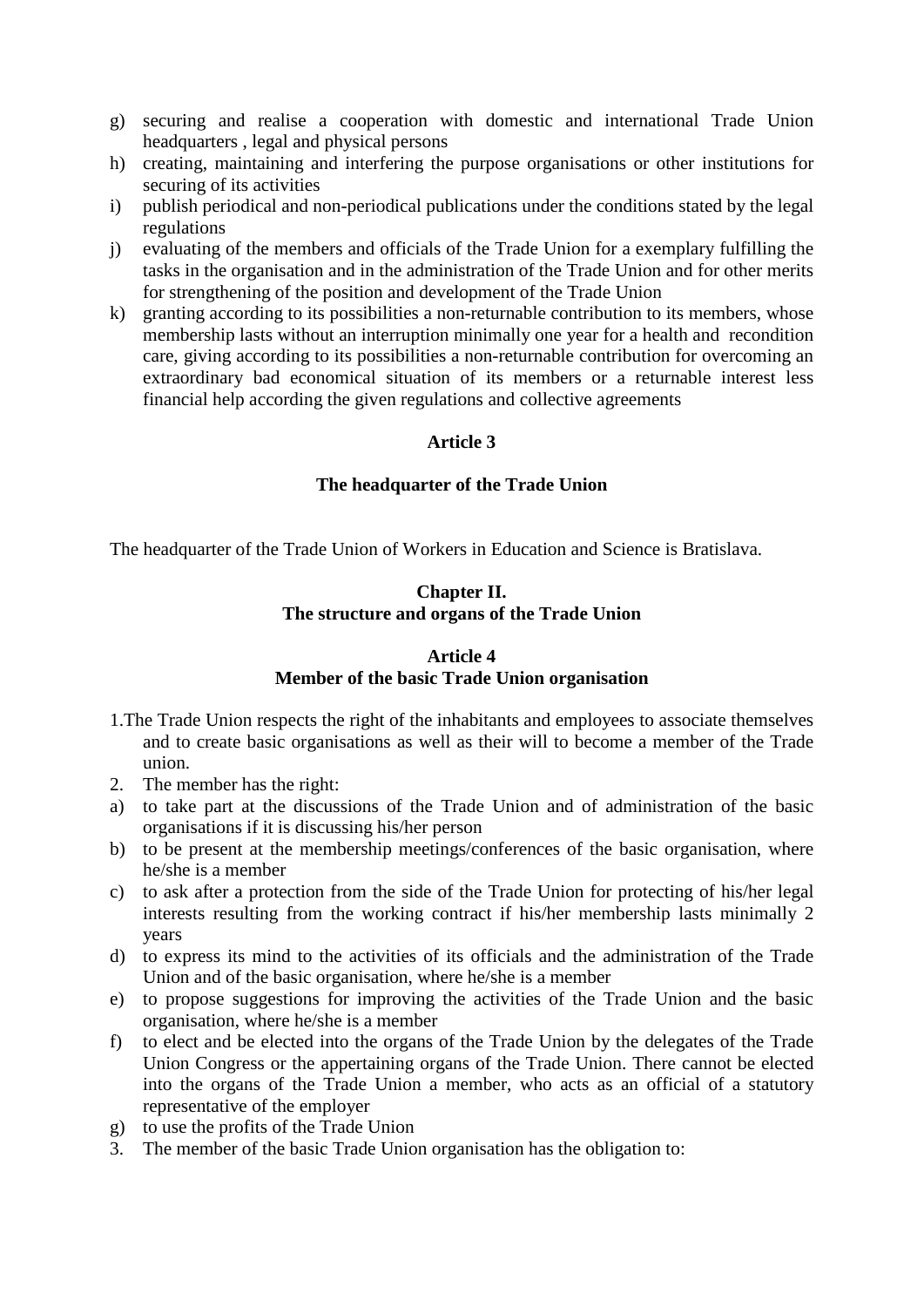g) securing and realise a cooperation with domestic and international Trade Union headquarters , legal and physical persons
h) creating, maintaining and interfering the purpose organisations or other institutions for securing of its activities
i) publish periodical and non-periodical publications under the conditions stated by the legal regulations
j) evaluating of the members and officials of the Trade Union for a exemplary fulfilling the tasks in the organisation and in the administration of the Trade Union and for other merits for strengthening of the position and development of the Trade Union
k) granting according to its possibilities a non-returnable contribution to its members, whose membership lasts without an interruption minimally one year for a health and recondition care, giving according to its possibilities a non-returnable contribution for overcoming an extraordinary bad economical situation of its members or a returnable interest less financial help according the given regulations and collective agreements

**Article 3**

**The headquarter of the Trade Union**

The headquarter of the Trade Union of Workers in Education and Science is Bratislava.

## Chapter II.
## The structure and organs of the Trade Union

### Article 4
### Member of the basic Trade Union organisation

1. The Trade Union respects the right of the inhabitants and employees to associate themselves and to create basic organisations as well as their will to become a member of the Trade union.
2. The member has the right:
a) to take part at the discussions of the Trade Union and of administration of the basic organisations if it is discussing his/her person
b) to be present at the membership meetings/conferences of the basic organisation, where he/she is a member
c) to ask after a protection from the side of the Trade Union for protecting of his/her legal interests resulting from the working contract if his/her membership lasts minimally 2 years
d) to express its mind to the activities of its officials and the administration of the Trade Union and of the basic organisation, where he/she is a member
e) to propose suggestions for improving the activities of the Trade Union and the basic organisation, where he/she is a member
f) to elect and be elected into the organs of the Trade Union by the delegates of the Trade Union Congress or the appertaining organs of the Trade Union. There cannot be elected into the organs of the Trade Union a member, who acts as an official of a statutory representative of the employer
g) to use the profits of the Trade Union
3. The member of the basic Trade Union organisation has the obligation to: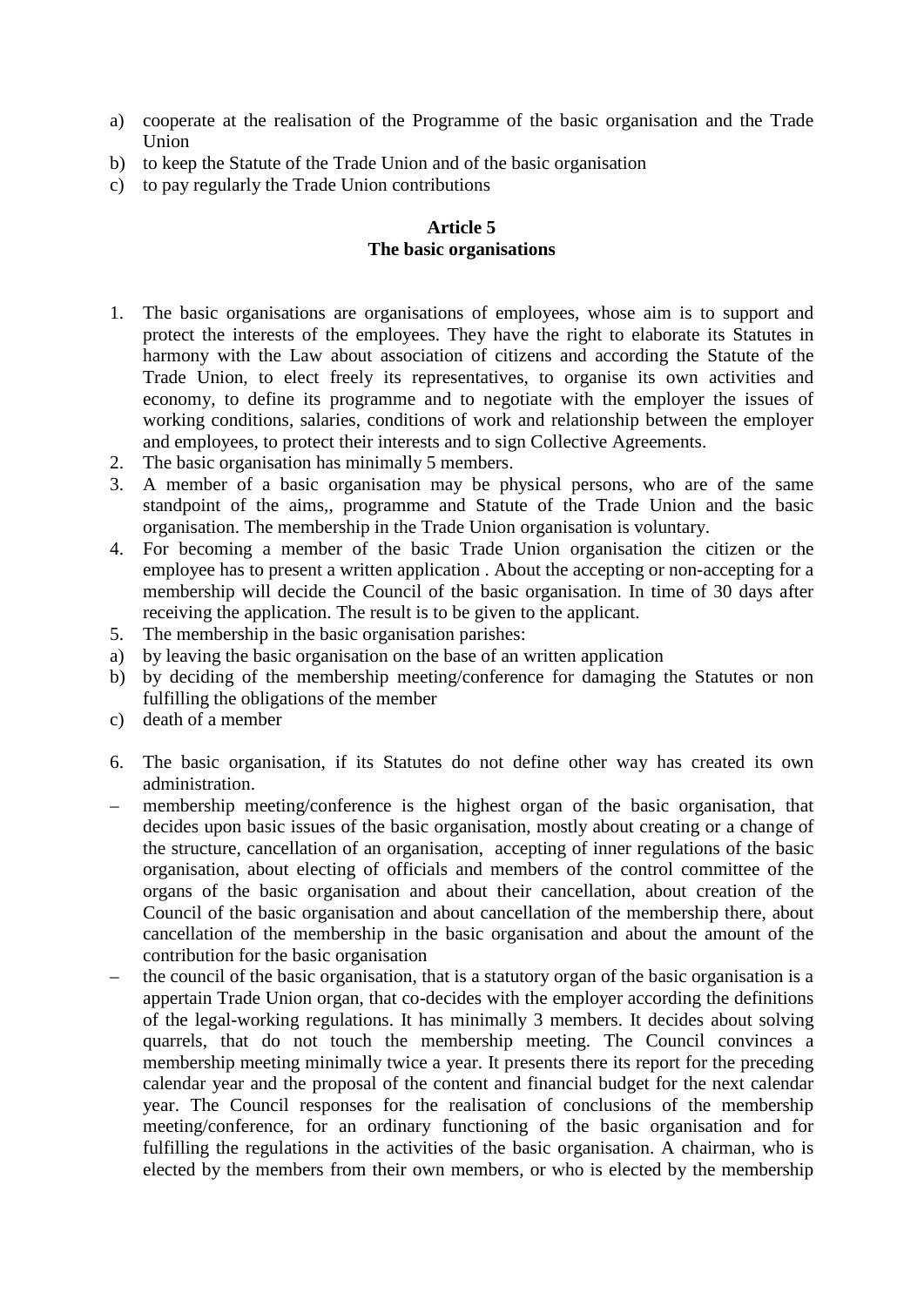a) cooperate at the realisation of the Programme of the basic organisation and the Trade Union
b) to keep the Statute of the Trade Union and of the basic organisation
c) to pay regularly the Trade Union contributions

**Article 5**
**The basic organisations**

1. The basic organisations are organisations of employees, whose aim is to support and protect the interests of the employees. They have the right to elaborate its Statutes in harmony with the Law about association of citizens and according the Statute of the Trade Union, to elect freely its representatives, to organise its own activities and economy, to define its programme and to negotiate with the employer the issues of working conditions, salaries, conditions of work and relationship between the employer and employees, to protect their interests and to sign Collective Agreements.
2. The basic organisation has minimally 5 members.
3. A member of a basic organisation may be physical persons, who are of the same standpoint of the aims,, programme and Statute of the Trade Union and the basic organisation. The membership in the Trade Union organisation is voluntary.
4. For becoming a member of the basic Trade Union organisation the citizen or the employee has to present a written application . About the accepting or non-accepting for a membership will decide the Council of the basic organisation. In time of 30 days after receiving the application. The result is to be given to the applicant.
5. The membership in the basic organisation parishes:

a) by leaving the basic organisation on the base of an written application
b) by deciding of the membership meeting/conference for damaging the Statutes or non fulfilling the obligations of the member
c) death of a member

6. The basic organisation, if its Statutes do not define other way has created its own administration.

– membership meeting/conference is the highest organ of the basic organisation, that decides upon basic issues of the basic organisation, mostly about creating or a change of the structure, cancellation of an organisation, accepting of inner regulations of the basic organisation, about electing of officials and members of the control committee of the organs of the basic organisation and about their cancellation, about creation of the Council of the basic organisation and about cancellation of the membership there, about cancellation of the membership in the basic organisation and about the amount of the contribution for the basic organisation
– the council of the basic organisation, that is a statutory organ of the basic organisation is a appertain Trade Union organ, that co-decides with the employer according the definitions of the legal-working regulations. It has minimally 3 members. It decides about solving quarrels, that do not touch the membership meeting. The Council convinces a membership meeting minimally twice a year. It presents there its report for the preceding calendar year and the proposal of the content and financial budget for the next calendar year. The Council responses for the realisation of conclusions of the membership meeting/conference, for an ordinary functioning of the basic organisation and for fulfilling the regulations in the activities of the basic organisation. A chairman, who is elected by the members from their own members, or who is elected by the membership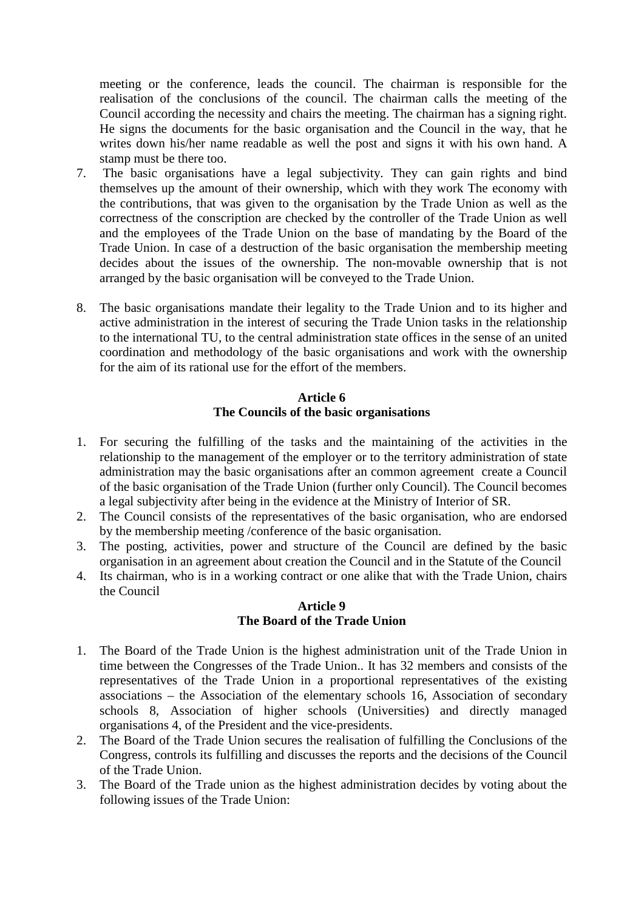meeting or the conference, leads the council. The chairman is responsible for the realisation of the conclusions of the council. The chairman calls the meeting of the Council according the necessity and chairs the meeting. The chairman has a signing right. He signs the documents for the basic organisation and the Council in the way, that he writes down his/her name readable as well the post and signs it with his own hand. A stamp must be there too.

7. The basic organisations have a legal subjectivity. They can gain rights and bind themselves up the amount of their ownership, which with they work The economy with the contributions, that was given to the organisation by the Trade Union as well as the correctness of the conscription are checked by the controller of the Trade Union as well and the employees of the Trade Union on the base of mandating by the Board of the Trade Union. In case of a destruction of the basic organisation the membership meeting decides about the issues of the ownership. The non-movable ownership that is not arranged by the basic organisation will be conveyed to the Trade Union.

8. The basic organisations mandate their legality to the Trade Union and to its higher and active administration in the interest of securing the Trade Union tasks in the relationship to the international TU, to the central administration state offices in the sense of an united coordination and methodology of the basic organisations and work with the ownership for the aim of its rational use for the effort of the members.

### Article 6
### The Councils of the basic organisations

1. For securing the fulfilling of the tasks and the maintaining of the activities in the relationship to the management of the employer or to the territory administration of state administration may the basic organisations after an common agreement create a Council of the basic organisation of the Trade Union (further only Council). The Council becomes a legal subjectivity after being in the evidence at the Ministry of Interior of SR.
2. The Council consists of the representatives of the basic organisation, who are endorsed by the membership meeting /conference of the basic organisation.
3. The posting, activities, power and structure of the Council are defined by the basic organisation in an agreement about creation the Council and in the Statute of the Council
4. Its chairman, who is in a working contract or one alike that with the Trade Union, chairs the Council

### Article 9
### The Board of the Trade Union

1. The Board of the Trade Union is the highest administration unit of the Trade Union in time between the Congresses of the Trade Union.. It has 32 members and consists of the representatives of the Trade Union in a proportional representatives of the existing associations – the Association of the elementary schools 16, Association of secondary schools 8, Association of higher schools (Universities) and directly managed organisations 4, of the President and the vice-presidents.
2. The Board of the Trade Union secures the realisation of fulfilling the Conclusions of the Congress, controls its fulfilling and discusses the reports and the decisions of the Council of the Trade Union.
3. The Board of the Trade union as the highest administration decides by voting about the following issues of the Trade Union: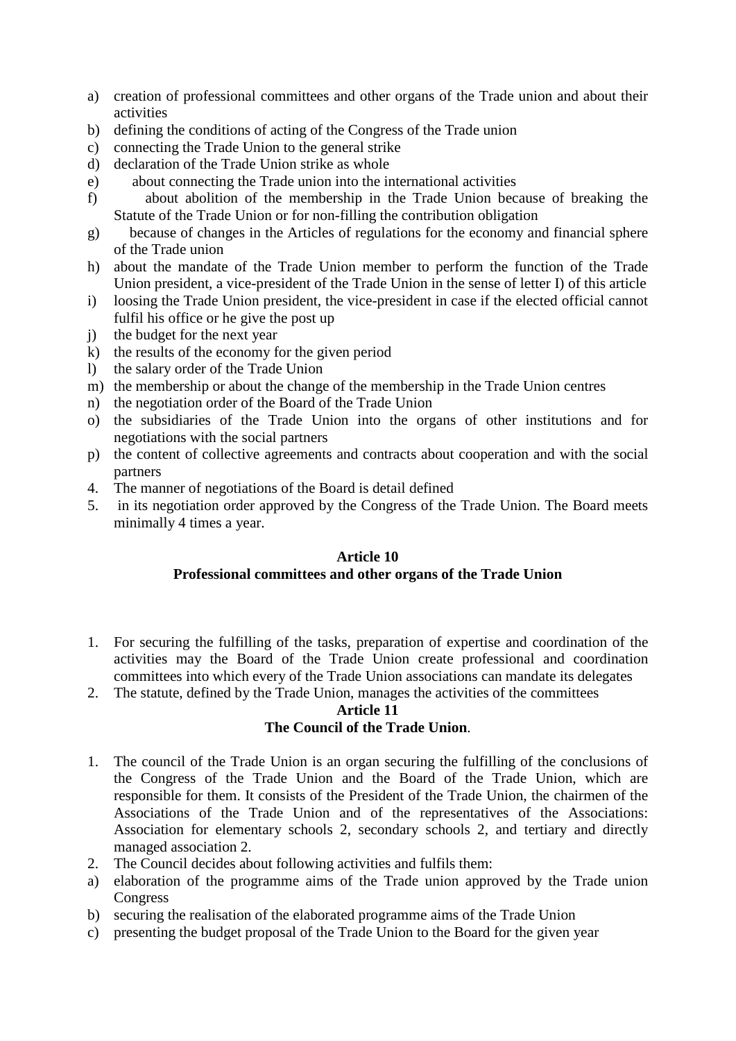a) creation of professional committees and other organs of the Trade union and about their activities
b) defining the conditions of acting of the Congress of the Trade union
c) connecting the Trade Union to the general strike
d) declaration of the Trade Union strike as whole
e) about connecting the Trade union into the international activities
f) about abolition of the membership in the Trade Union because of breaking the Statute of the Trade Union or for non-filling the contribution obligation
g) because of changes in the Articles of regulations for the economy and financial sphere of the Trade union
h) about the mandate of the Trade Union member to perform the function of the Trade Union president, a vice-president of the Trade Union in the sense of letter I) of this article
i) loosing the Trade Union president, the vice-president in case if the elected official cannot fulfil his office or he give the post up
j) the budget for the next year
k) the results of the economy for the given period
l) the salary order of the Trade Union
m) the membership or about the change of the membership in the Trade Union centres
n) the negotiation order of the Board of the Trade Union
o) the subsidiaries of the Trade Union into the organs of other institutions and for negotiations with the social partners
p) the content of collective agreements and contracts about cooperation and with the social partners

4. The manner of negotiations of the Board is detail defined
5. in its negotiation order approved by the Congress of the Trade Union. The Board meets minimally 4 times a year.

**Article 10**
**Professional committees and other organs of the Trade Union**

1. For securing the fulfilling of the tasks, preparation of expertise and coordination of the activities may the Board of the Trade Union create professional and coordination committees into which every of the Trade Union associations can mandate its delegates
2. The statute, defined by the Trade Union, manages the activities of the committees

**Article 11**
**The Council of the Trade Union**.

1. The council of the Trade Union is an organ securing the fulfilling of the conclusions of the Congress of the Trade Union and the Board of the Trade Union, which are responsible for them. It consists of the President of the Trade Union, the chairmen of the Associations of the Trade Union and of the representatives of the Associations: Association for elementary schools 2, secondary schools 2, and tertiary and directly managed association 2.
2. The Council decides about following activities and fulfils them:

a) elaboration of the programme aims of the Trade union approved by the Trade union Congress
b) securing the realisation of the elaborated programme aims of the Trade Union
c) presenting the budget proposal of the Trade Union to the Board for the given year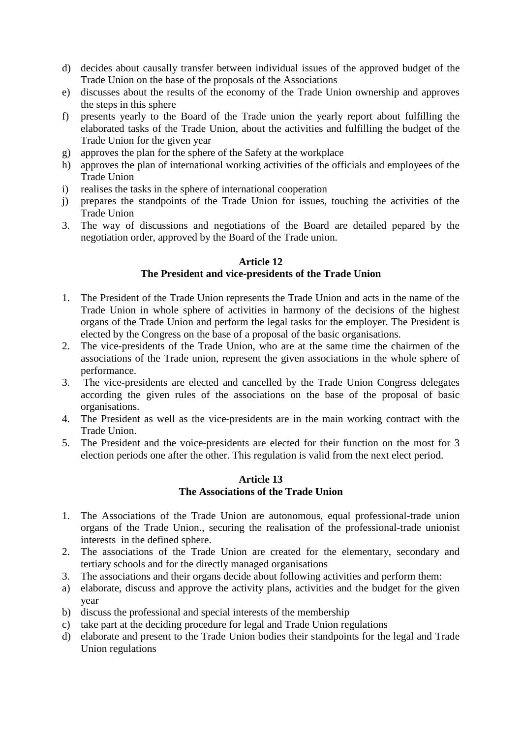d) decides about causally transfer between individual issues of the approved budget of the Trade Union on the base of the proposals of the Associations
e) discusses about the results of the economy of the Trade Union ownership and approves the steps in this sphere
f) presents yearly to the Board of the Trade union the yearly report about fulfilling the elaborated tasks of the Trade Union, about the activities and fulfilling the budget of the Trade Union for the given year
g) approves the plan for the sphere of the Safety at the workplace
h) approves the plan of international working activities of the officials and employees of the Trade Union
i) realises the tasks in the sphere of international cooperation
j) prepares the standpoints of the Trade Union for issues, touching the activities of the Trade Union

3. The way of discussions and negotiations of the Board are detailed pepared by the negotiation order, approved by the Board of the Trade union.

### Article 12
### The President and vice-presidents of the Trade Union

1. The President of the Trade Union represents the Trade Union and acts in the name of the Trade Union in whole sphere of activities in harmony of the decisions of the highest organs of the Trade Union and perform the legal tasks for the employer. The President is elected by the Congress on the base of a proposal of the basic organisations.
2. The vice-presidents of the Trade Union, who are at the same time the chairmen of the associations of the Trade union, represent the given associations in the whole sphere of performance.
3. The vice-presidents are elected and cancelled by the Trade Union Congress delegates according the given rules of the associations on the base of the proposal of basic organisations.
4. The President as well as the vice-presidents are in the main working contract with the Trade Union.
5. The President and the voice-presidents are elected for their function on the most for 3 election periods one after the other. This regulation is valid from the next elect period.

### Article 13
### The Associations of the Trade Union

1. The Associations of the Trade Union are autonomous, equal professional-trade union organs of the Trade Union., securing the realisation of the professional-trade unionist interests in the defined sphere.
2. The associations of the Trade Union are created for the elementary, secondary and tertiary schools and for the directly managed organisations
3. The associations and their organs decide about following activities and perform them:

a) elaborate, discuss and approve the activity plans, activities and the budget for the given year
b) discuss the professional and special interests of the membership
c) take part at the deciding procedure for legal and Trade Union regulations
d) elaborate and present to the Trade Union bodies their standpoints for the legal and Trade Union regulations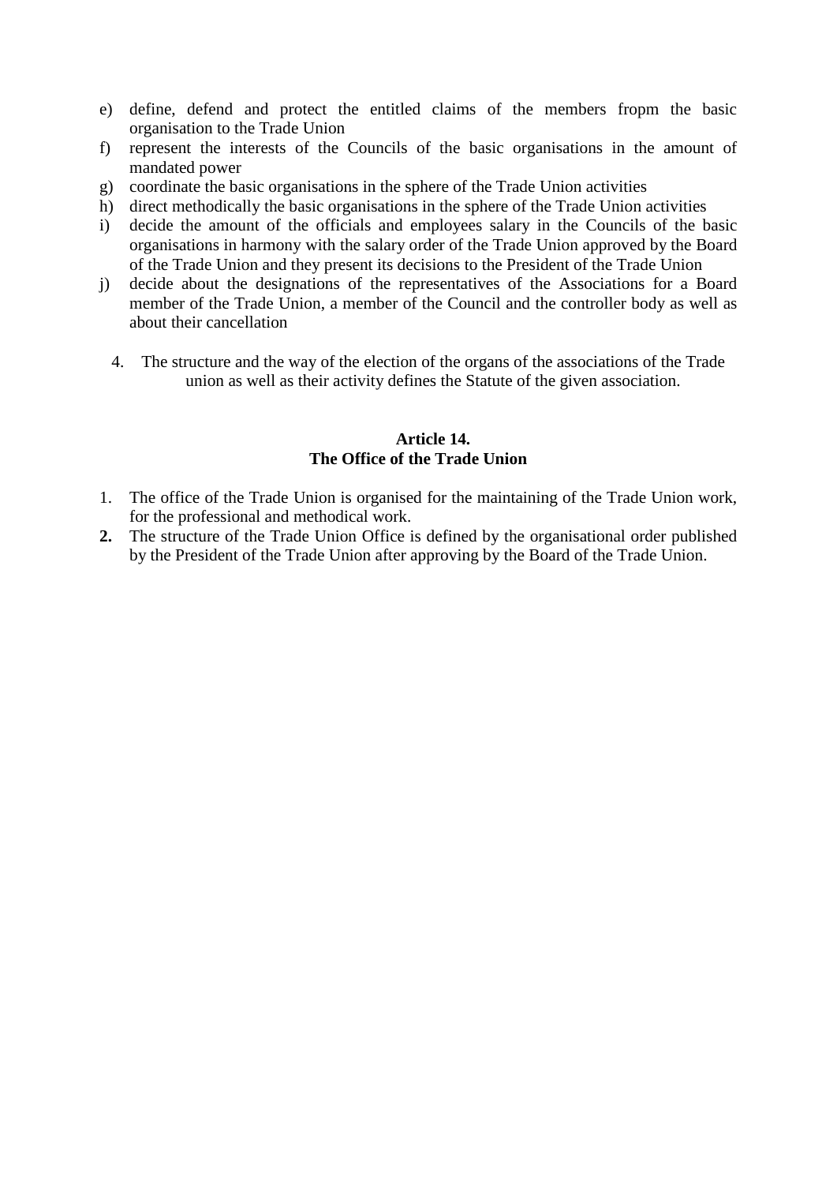e) define, defend and protect the entitled claims of the members fropm the basic organisation to the Trade Union
f) represent the interests of the Councils of the basic organisations in the amount of mandated power
g) coordinate the basic organisations in the sphere of the Trade Union activities
h) direct methodically the basic organisations in the sphere of the Trade Union activities
i) decide the amount of the officials and employees salary in the Councils of the basic organisations in harmony with the salary order of the Trade Union approved by the Board of the Trade Union and they present its decisions to the President of the Trade Union
j) decide about the designations of the representatives of the Associations for a Board member of the Trade Union, a member of the Council and the controller body as well as about their cancellation

4. The structure and the way of the election of the organs of the associations of the Trade union as well as their activity defines the Statute of the given association.

**Article 14.**
**The Office of the Trade Union**

1. The office of the Trade Union is organised for the maintaining of the Trade Union work, for the professional and methodical work.
2. The structure of the Trade Union Office is defined by the organisational order published by the President of the Trade Union after approving by the Board of the Trade Union.